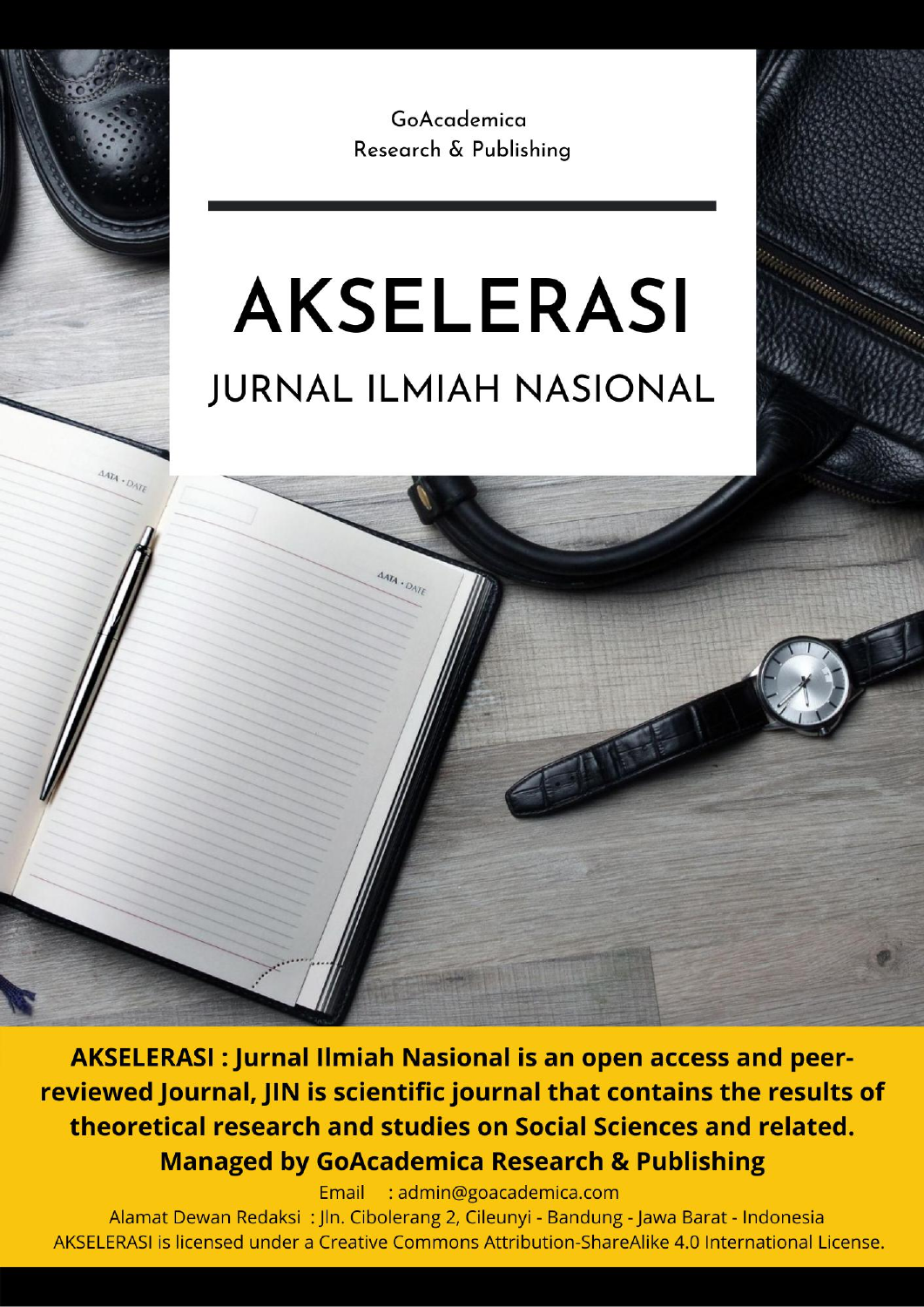GoAcademica
Research & Publishing

# AKSELERASI

## JURNAL ILMIAH NASIONAL

**AKSELERASI : Jurnal Ilmiah Nasional is an open access and peer-reviewed Journal, JIN is scientific journal that contains the results of theoretical research and studies on Social Sciences and related. Managed by GoAcademica Research & Publishing**

Email : admin@goacademica.com

Alamat Dewan Redaksi : Jln. Cibolerang 2, Cileunyi - Bandung - Jawa Barat - Indonesia

AKSELERASI is licensed under a Creative Commons Attribution-ShareAlike 4.0 International License.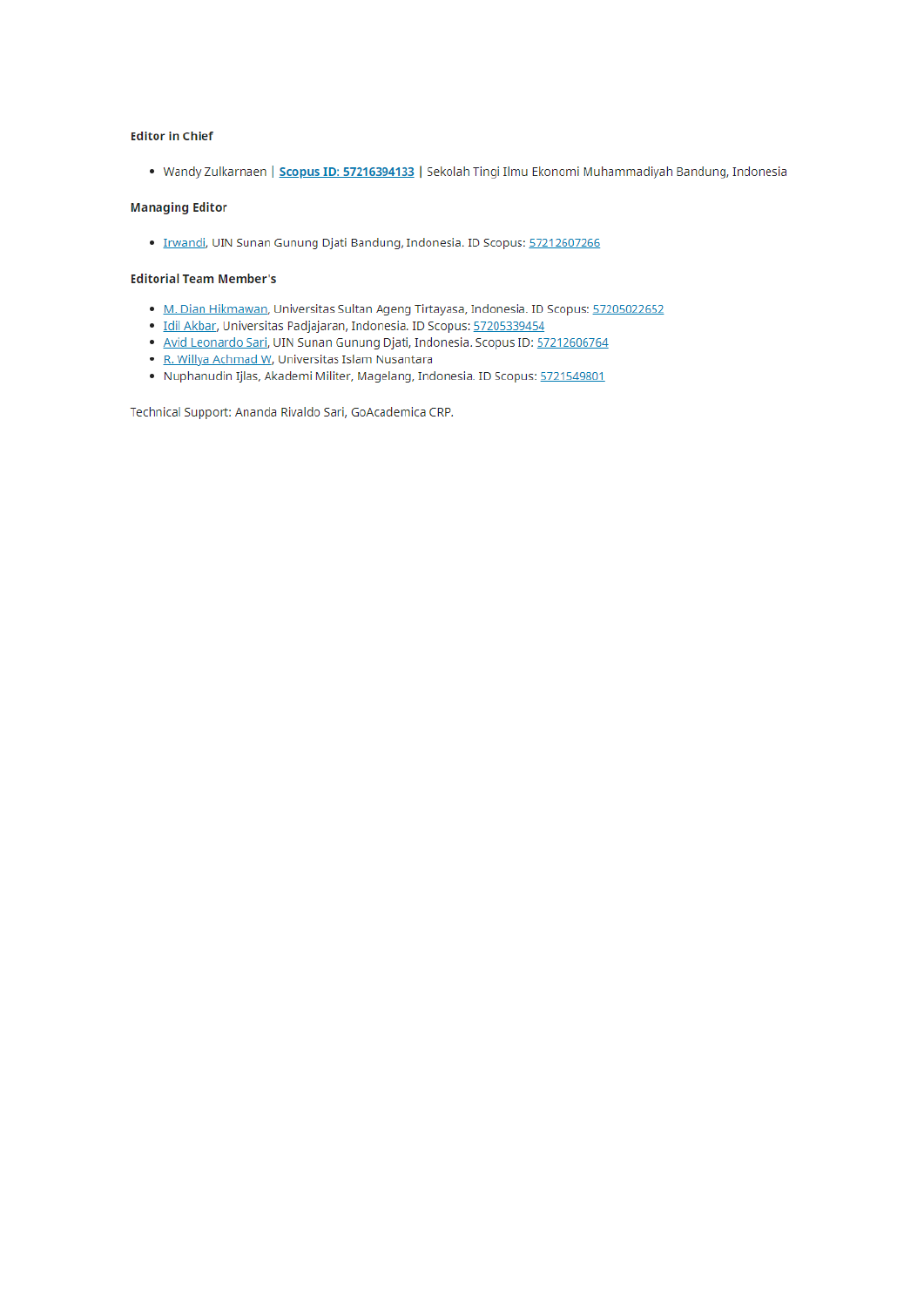**Editor in Chief**

- Wandy Zulkarnaen | **Scopus ID: 57216394133** | Sekolah Tingi Ilmu Ekonomi Muhammadiyah Bandung, Indonesia

**Managing Editor**

- Irwandi, UIN Sunan Gunung Djati Bandung, Indonesia. ID Scopus: 57212607266

**Editorial Team Member's**

- M. Dian Hikmawan, Universitas Sultan Ageng Tirtayasa, Indonesia. ID Scopus: 57205022652
- Idil Akbar, Universitas Padjajaran, Indonesia. ID Scopus: 57205339454
- Avid Leonardo Sari, UIN Sunan Gunung Djati, Indonesia. Scopus ID: 57212606764
- R. Willya Achmad W, Universitas Islam Nusantara
- Nuphanudin Ijlas, Akademi Militer, Magelang, Indonesia. ID Scopus: 5721549801

Technical Support: Ananda Rivaldo Sari, GoAcademica CRP.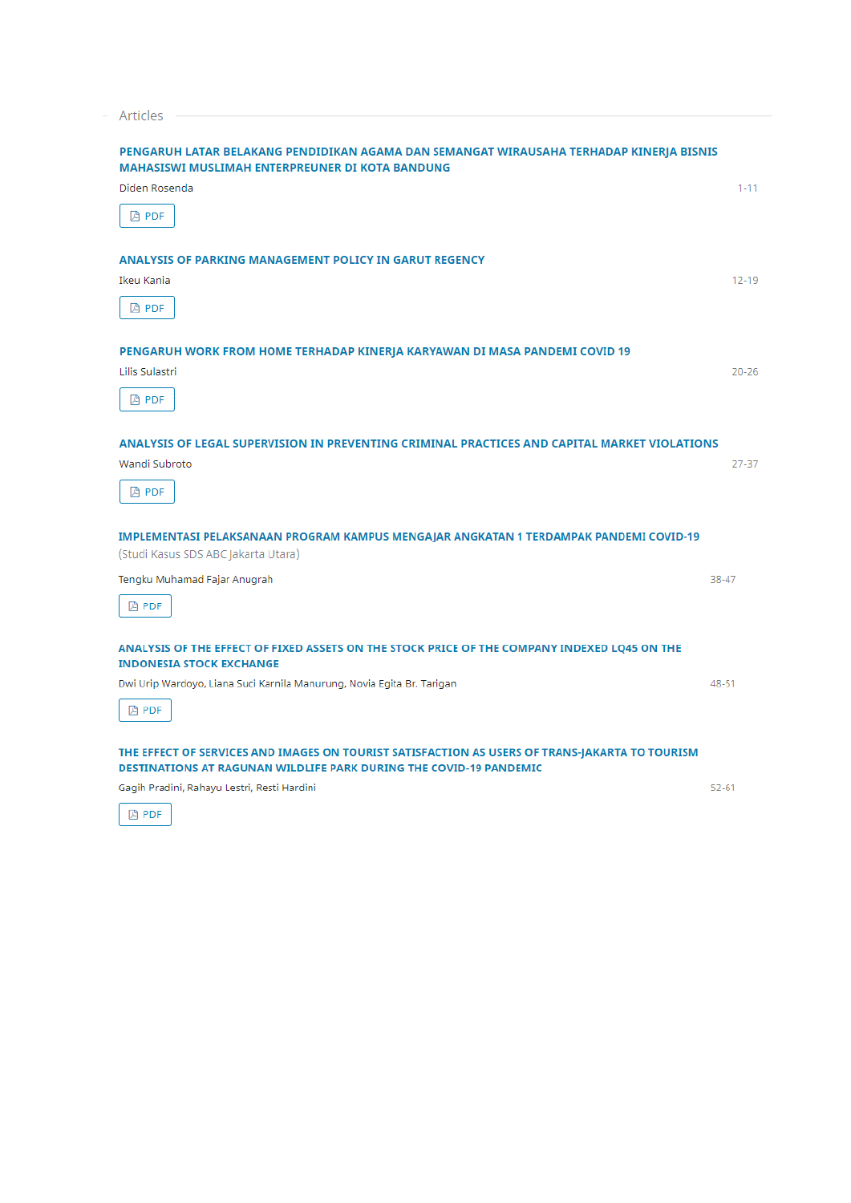## Articles

### PENGARUH LATAR BELAKANG PENDIDIKAN AGAMA DAN SEMANGAT WIRAUSAHA TERHADAP KINERJA BISNIS MAHASISWI MUSLIMAH ENTERPREUNER DI KOTA BANDUNG

Diden Rosenda — 1-11

PDF

### ANALYSIS OF PARKING MANAGEMENT POLICY IN GARUT REGENCY

Ikeu Kania — 12-19

PDF

### PENGARUH WORK FROM HOME TERHADAP KINERJA KARYAWAN DI MASA PANDEMI COVID 19

Lilis Sulastri — 20-26

PDF

### ANALYSIS OF LEGAL SUPERVISION IN PREVENTING CRIMINAL PRACTICES AND CAPITAL MARKET VIOLATIONS

Wandi Subroto — 27-37

PDF

### IMPLEMENTASI PELAKSANAAN PROGRAM KAMPUS MENGAJAR ANGKATAN 1 TERDAMPAK PANDEMI COVID-19

(Studi Kasus SDS ABC Jakarta Utara)

Tengku Muhamad Fajar Anugrah — 38-47

PDF

### ANALYSIS OF THE EFFECT OF FIXED ASSETS ON THE STOCK PRICE OF THE COMPANY INDEXED LQ45 ON THE INDONESIA STOCK EXCHANGE

Dwi Urip Wardoyo, Liana Suci Karnila Manurung, Novia Egita Br. Tarigan — 48-51

PDF

### THE EFFECT OF SERVICES AND IMAGES ON TOURIST SATISFACTION AS USERS OF TRANS-JAKARTA TO TOURISM DESTINATIONS AT RAGUNAN WILDLIFE PARK DURING THE COVID-19 PANDEMIC

Gagih Pradini, Rahayu Lestri, Resti Hardini — 52-61

PDF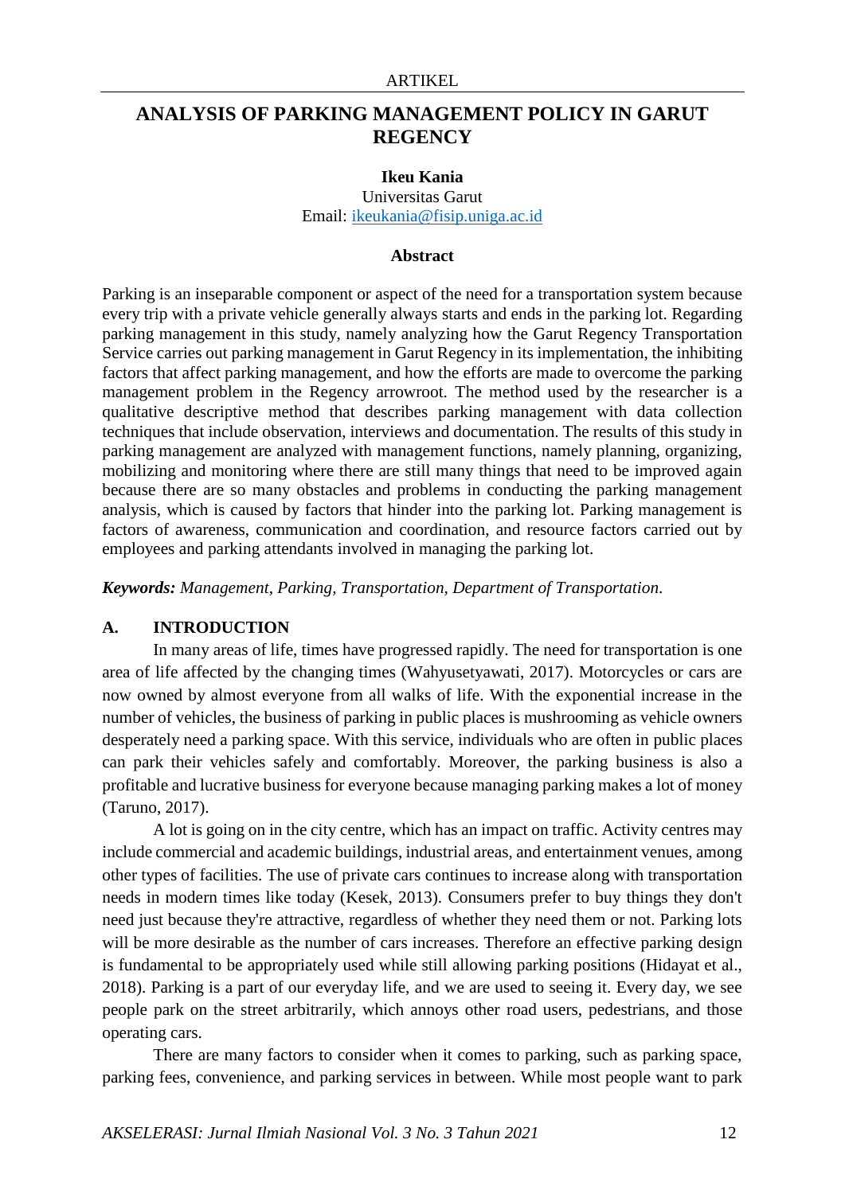ARTIKEL

# ANALYSIS OF PARKING MANAGEMENT POLICY IN GARUT REGENCY

**Ikeu Kania**
Universitas Garut
Email: ikeukania@fisip.uniga.ac.id

### Abstract

Parking is an inseparable component or aspect of the need for a transportation system because every trip with a private vehicle generally always starts and ends in the parking lot. Regarding parking management in this study, namely analyzing how the Garut Regency Transportation Service carries out parking management in Garut Regency in its implementation, the inhibiting factors that affect parking management, and how the efforts are made to overcome the parking management problem in the Regency arrowroot. The method used by the researcher is a qualitative descriptive method that describes parking management with data collection techniques that include observation, interviews and documentation. The results of this study in parking management are analyzed with management functions, namely planning, organizing, mobilizing and monitoring where there are still many things that need to be improved again because there are so many obstacles and problems in conducting the parking management analysis, which is caused by factors that hinder into the parking lot. Parking management is factors of awareness, communication and coordination, and resource factors carried out by employees and parking attendants involved in managing the parking lot.

***Keywords:*** *Management, Parking, Transportation, Department of Transportation.*

## A. INTRODUCTION

In many areas of life, times have progressed rapidly. The need for transportation is one area of life affected by the changing times (Wahyusetyawati, 2017). Motorcycles or cars are now owned by almost everyone from all walks of life. With the exponential increase in the number of vehicles, the business of parking in public places is mushrooming as vehicle owners desperately need a parking space. With this service, individuals who are often in public places can park their vehicles safely and comfortably. Moreover, the parking business is also a profitable and lucrative business for everyone because managing parking makes a lot of money (Taruno, 2017).

A lot is going on in the city centre, which has an impact on traffic. Activity centres may include commercial and academic buildings, industrial areas, and entertainment venues, among other types of facilities. The use of private cars continues to increase along with transportation needs in modern times like today (Kesek, 2013). Consumers prefer to buy things they don't need just because they're attractive, regardless of whether they need them or not. Parking lots will be more desirable as the number of cars increases. Therefore an effective parking design is fundamental to be appropriately used while still allowing parking positions (Hidayat et al., 2018). Parking is a part of our everyday life, and we are used to seeing it. Every day, we see people park on the street arbitrarily, which annoys other road users, pedestrians, and those operating cars.

There are many factors to consider when it comes to parking, such as parking space, parking fees, convenience, and parking services in between. While most people want to park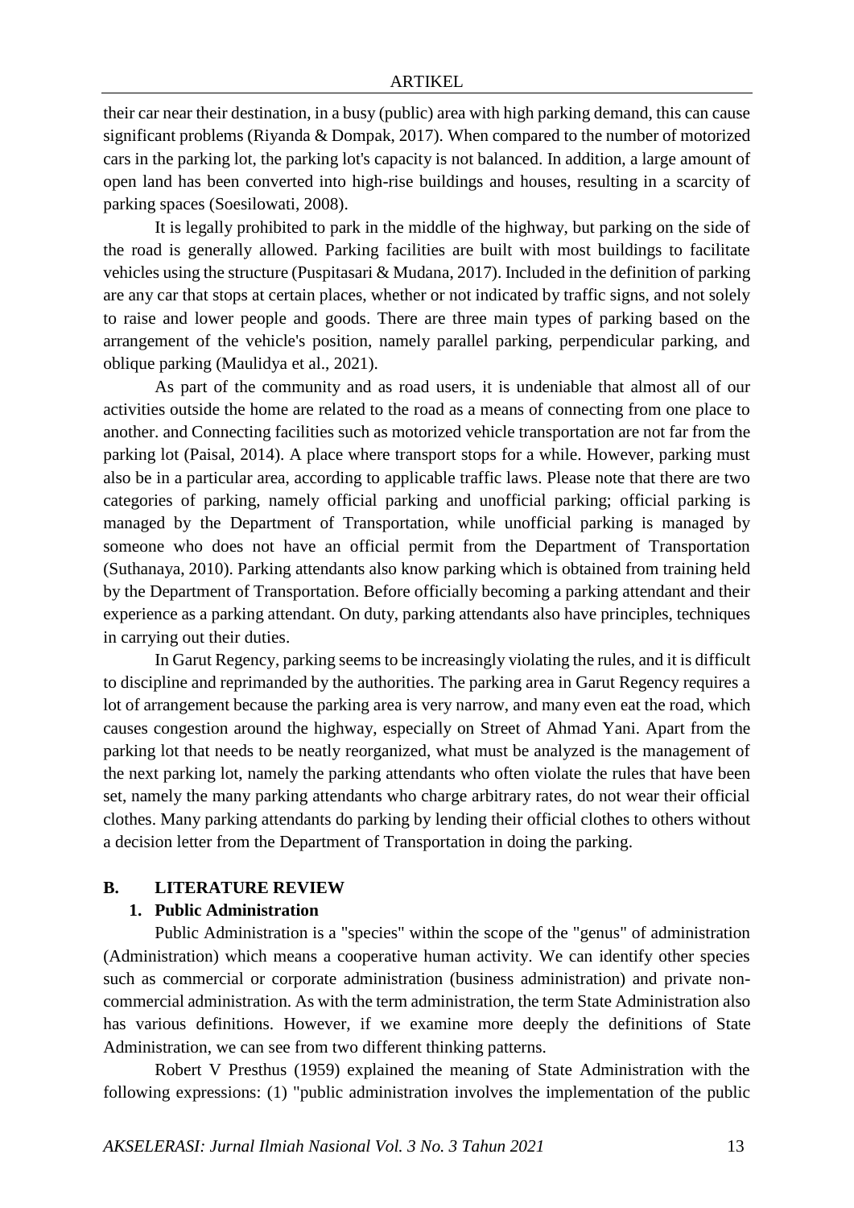their car near their destination, in a busy (public) area with high parking demand, this can cause significant problems (Riyanda & Dompak, 2017). When compared to the number of motorized cars in the parking lot, the parking lot's capacity is not balanced. In addition, a large amount of open land has been converted into high-rise buildings and houses, resulting in a scarcity of parking spaces (Soesilowati, 2008).

It is legally prohibited to park in the middle of the highway, but parking on the side of the road is generally allowed. Parking facilities are built with most buildings to facilitate vehicles using the structure (Puspitasari & Mudana, 2017). Included in the definition of parking are any car that stops at certain places, whether or not indicated by traffic signs, and not solely to raise and lower people and goods. There are three main types of parking based on the arrangement of the vehicle's position, namely parallel parking, perpendicular parking, and oblique parking (Maulidya et al., 2021).

As part of the community and as road users, it is undeniable that almost all of our activities outside the home are related to the road as a means of connecting from one place to another. and Connecting facilities such as motorized vehicle transportation are not far from the parking lot (Paisal, 2014). A place where transport stops for a while. However, parking must also be in a particular area, according to applicable traffic laws. Please note that there are two categories of parking, namely official parking and unofficial parking; official parking is managed by the Department of Transportation, while unofficial parking is managed by someone who does not have an official permit from the Department of Transportation (Suthanaya, 2010). Parking attendants also know parking which is obtained from training held by the Department of Transportation. Before officially becoming a parking attendant and their experience as a parking attendant. On duty, parking attendants also have principles, techniques in carrying out their duties.

In Garut Regency, parking seems to be increasingly violating the rules, and it is difficult to discipline and reprimanded by the authorities. The parking area in Garut Regency requires a lot of arrangement because the parking area is very narrow, and many even eat the road, which causes congestion around the highway, especially on Street of Ahmad Yani. Apart from the parking lot that needs to be neatly reorganized, what must be analyzed is the management of the next parking lot, namely the parking attendants who often violate the rules that have been set, namely the many parking attendants who charge arbitrary rates, do not wear their official clothes. Many parking attendants do parking by lending their official clothes to others without a decision letter from the Department of Transportation in doing the parking.

## B. LITERATURE REVIEW

### 1. Public Administration

Public Administration is a "species" within the scope of the "genus" of administration (Administration) which means a cooperative human activity. We can identify other species such as commercial or corporate administration (business administration) and private non-commercial administration. As with the term administration, the term State Administration also has various definitions. However, if we examine more deeply the definitions of State Administration, we can see from two different thinking patterns.

Robert V Presthus (1959) explained the meaning of State Administration with the following expressions: (1) "public administration involves the implementation of the public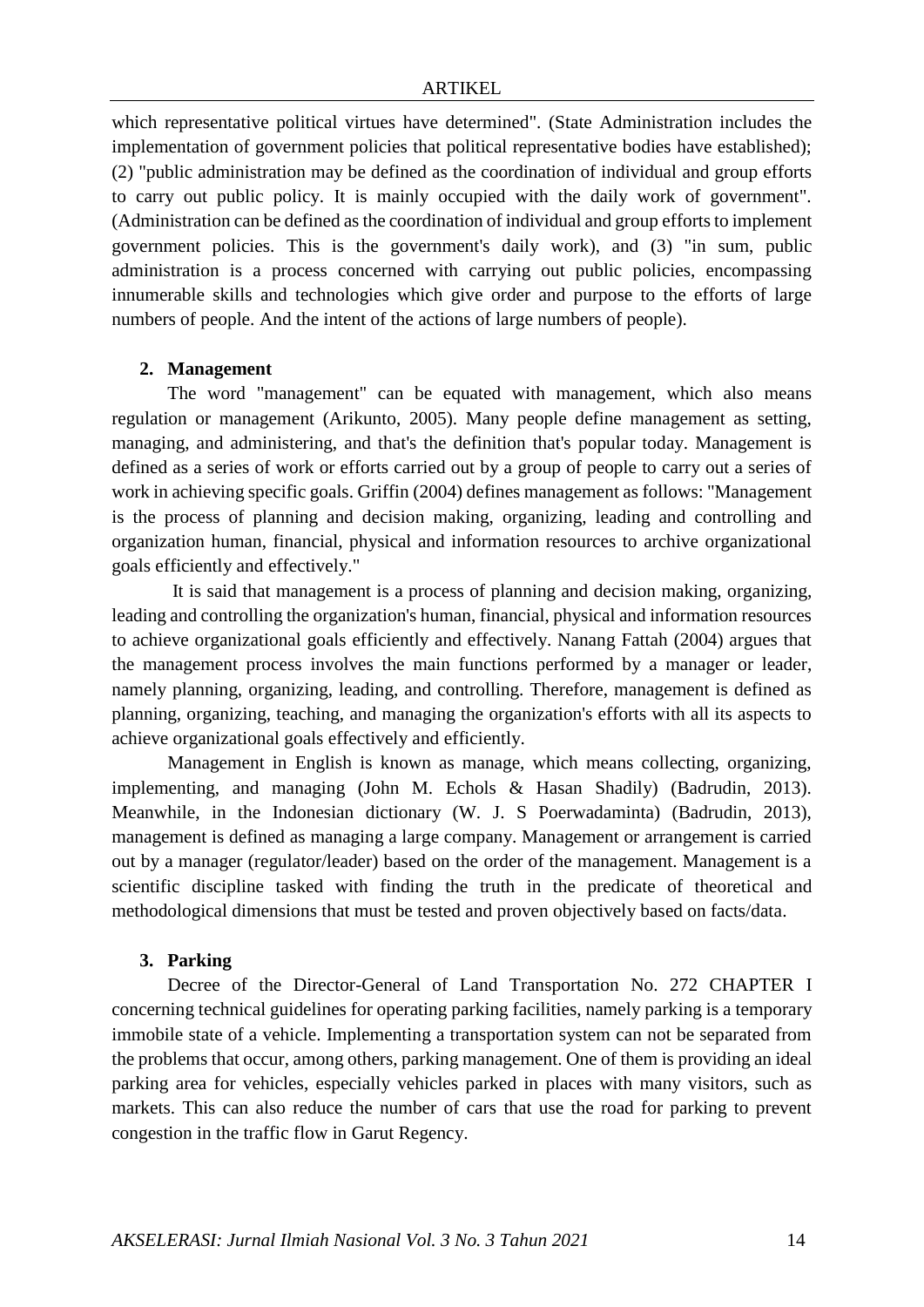which representative political virtues have determined". (State Administration includes the implementation of government policies that political representative bodies have established); (2) "public administration may be defined as the coordination of individual and group efforts to carry out public policy. It is mainly occupied with the daily work of government". (Administration can be defined as the coordination of individual and group efforts to implement government policies. This is the government's daily work), and (3) "in sum, public administration is a process concerned with carrying out public policies, encompassing innumerable skills and technologies which give order and purpose to the efforts of large numbers of people. And the intent of the actions of large numbers of people).

### 2. Management

The word "management" can be equated with management, which also means regulation or management (Arikunto, 2005). Many people define management as setting, managing, and administering, and that's the definition that's popular today. Management is defined as a series of work or efforts carried out by a group of people to carry out a series of work in achieving specific goals. Griffin (2004) defines management as follows: "Management is the process of planning and decision making, organizing, leading and controlling and organization human, financial, physical and information resources to archive organizational goals efficiently and effectively."

It is said that management is a process of planning and decision making, organizing, leading and controlling the organization's human, financial, physical and information resources to achieve organizational goals efficiently and effectively. Nanang Fattah (2004) argues that the management process involves the main functions performed by a manager or leader, namely planning, organizing, leading, and controlling. Therefore, management is defined as planning, organizing, teaching, and managing the organization's efforts with all its aspects to achieve organizational goals effectively and efficiently.

Management in English is known as manage, which means collecting, organizing, implementing, and managing (John M. Echols & Hasan Shadily) (Badrudin, 2013). Meanwhile, in the Indonesian dictionary (W. J. S Poerwadaminta) (Badrudin, 2013), management is defined as managing a large company. Management or arrangement is carried out by a manager (regulator/leader) based on the order of the management. Management is a scientific discipline tasked with finding the truth in the predicate of theoretical and methodological dimensions that must be tested and proven objectively based on facts/data.

### 3. Parking

Decree of the Director-General of Land Transportation No. 272 CHAPTER I concerning technical guidelines for operating parking facilities, namely parking is a temporary immobile state of a vehicle. Implementing a transportation system can not be separated from the problems that occur, among others, parking management. One of them is providing an ideal parking area for vehicles, especially vehicles parked in places with many visitors, such as markets. This can also reduce the number of cars that use the road for parking to prevent congestion in the traffic flow in Garut Regency.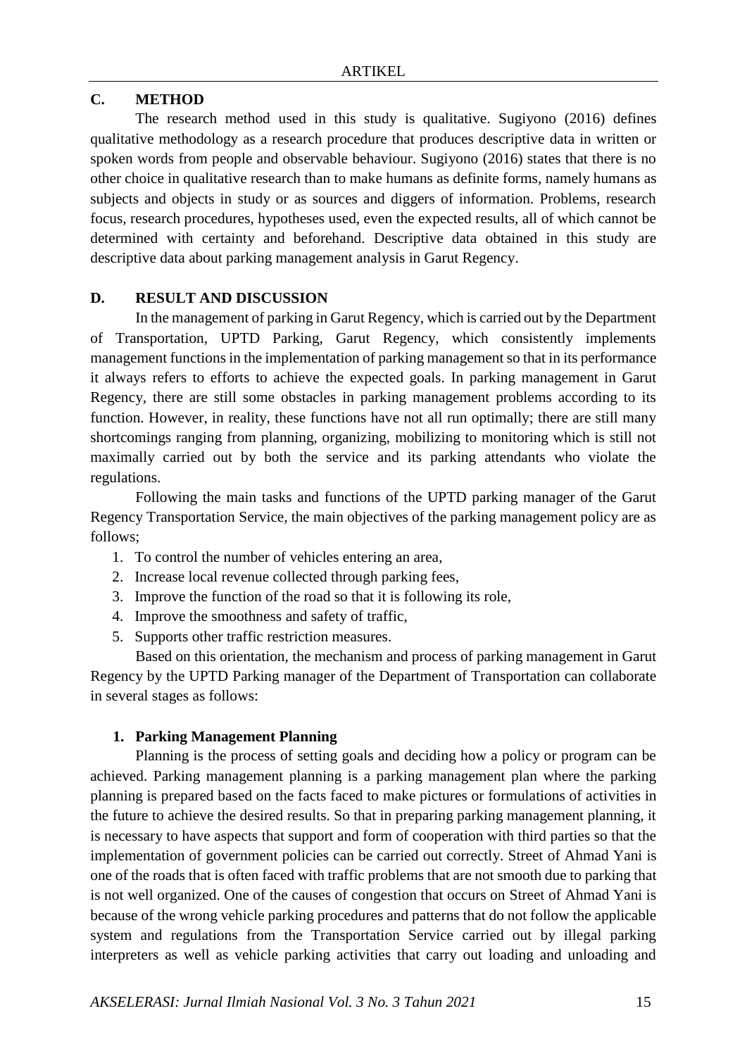## C. METHOD

The research method used in this study is qualitative. Sugiyono (2016) defines qualitative methodology as a research procedure that produces descriptive data in written or spoken words from people and observable behaviour. Sugiyono (2016) states that there is no other choice in qualitative research than to make humans as definite forms, namely humans as subjects and objects in study or as sources and diggers of information. Problems, research focus, research procedures, hypotheses used, even the expected results, all of which cannot be determined with certainty and beforehand. Descriptive data obtained in this study are descriptive data about parking management analysis in Garut Regency.

## D. RESULT AND DISCUSSION

In the management of parking in Garut Regency, which is carried out by the Department of Transportation, UPTD Parking, Garut Regency, which consistently implements management functions in the implementation of parking management so that in its performance it always refers to efforts to achieve the expected goals. In parking management in Garut Regency, there are still some obstacles in parking management problems according to its function. However, in reality, these functions have not all run optimally; there are still many shortcomings ranging from planning, organizing, mobilizing to monitoring which is still not maximally carried out by both the service and its parking attendants who violate the regulations.

Following the main tasks and functions of the UPTD parking manager of the Garut Regency Transportation Service, the main objectives of the parking management policy are as follows;

1. To control the number of vehicles entering an area,
2. Increase local revenue collected through parking fees,
3. Improve the function of the road so that it is following its role,
4. Improve the smoothness and safety of traffic,
5. Supports other traffic restriction measures.

Based on this orientation, the mechanism and process of parking management in Garut Regency by the UPTD Parking manager of the Department of Transportation can collaborate in several stages as follows:

### 1. Parking Management Planning

Planning is the process of setting goals and deciding how a policy or program can be achieved. Parking management planning is a parking management plan where the parking planning is prepared based on the facts faced to make pictures or formulations of activities in the future to achieve the desired results. So that in preparing parking management planning, it is necessary to have aspects that support and form of cooperation with third parties so that the implementation of government policies can be carried out correctly. Street of Ahmad Yani is one of the roads that is often faced with traffic problems that are not smooth due to parking that is not well organized. One of the causes of congestion that occurs on Street of Ahmad Yani is because of the wrong vehicle parking procedures and patterns that do not follow the applicable system and regulations from the Transportation Service carried out by illegal parking interpreters as well as vehicle parking activities that carry out loading and unloading and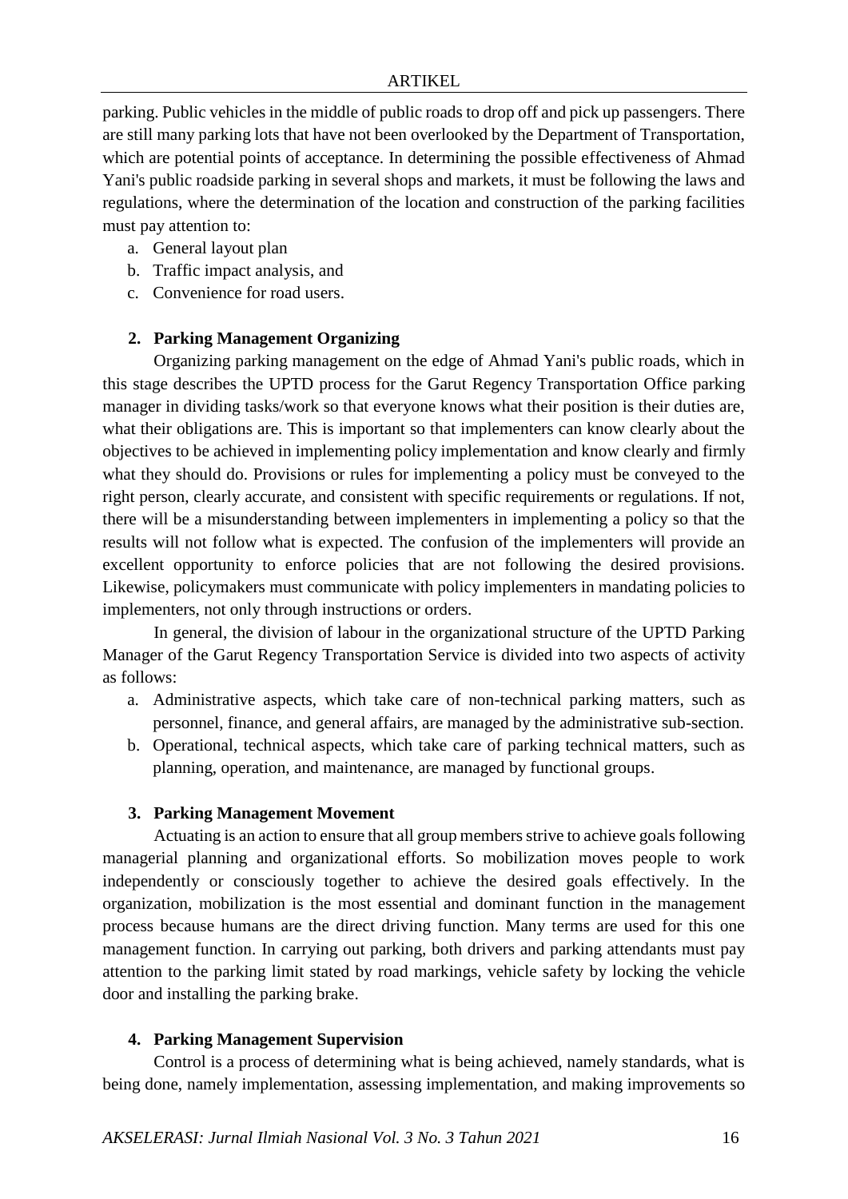parking. Public vehicles in the middle of public roads to drop off and pick up passengers. There are still many parking lots that have not been overlooked by the Department of Transportation, which are potential points of acceptance. In determining the possible effectiveness of Ahmad Yani's public roadside parking in several shops and markets, it must be following the laws and regulations, where the determination of the location and construction of the parking facilities must pay attention to:

a. General layout plan
b. Traffic impact analysis, and
c. Convenience for road users.

### 2. Parking Management Organizing

Organizing parking management on the edge of Ahmad Yani's public roads, which in this stage describes the UPTD process for the Garut Regency Transportation Office parking manager in dividing tasks/work so that everyone knows what their position is their duties are, what their obligations are. This is important so that implementers can know clearly about the objectives to be achieved in implementing policy implementation and know clearly and firmly what they should do. Provisions or rules for implementing a policy must be conveyed to the right person, clearly accurate, and consistent with specific requirements or regulations. If not, there will be a misunderstanding between implementers in implementing a policy so that the results will not follow what is expected. The confusion of the implementers will provide an excellent opportunity to enforce policies that are not following the desired provisions. Likewise, policymakers must communicate with policy implementers in mandating policies to implementers, not only through instructions or orders.

In general, the division of labour in the organizational structure of the UPTD Parking Manager of the Garut Regency Transportation Service is divided into two aspects of activity as follows:

a. Administrative aspects, which take care of non-technical parking matters, such as personnel, finance, and general affairs, are managed by the administrative sub-section.
b. Operational, technical aspects, which take care of parking technical matters, such as planning, operation, and maintenance, are managed by functional groups.

### 3. Parking Management Movement

Actuating is an action to ensure that all group members strive to achieve goals following managerial planning and organizational efforts. So mobilization moves people to work independently or consciously together to achieve the desired goals effectively. In the organization, mobilization is the most essential and dominant function in the management process because humans are the direct driving function. Many terms are used for this one management function. In carrying out parking, both drivers and parking attendants must pay attention to the parking limit stated by road markings, vehicle safety by locking the vehicle door and installing the parking brake.

### 4. Parking Management Supervision

Control is a process of determining what is being achieved, namely standards, what is being done, namely implementation, assessing implementation, and making improvements so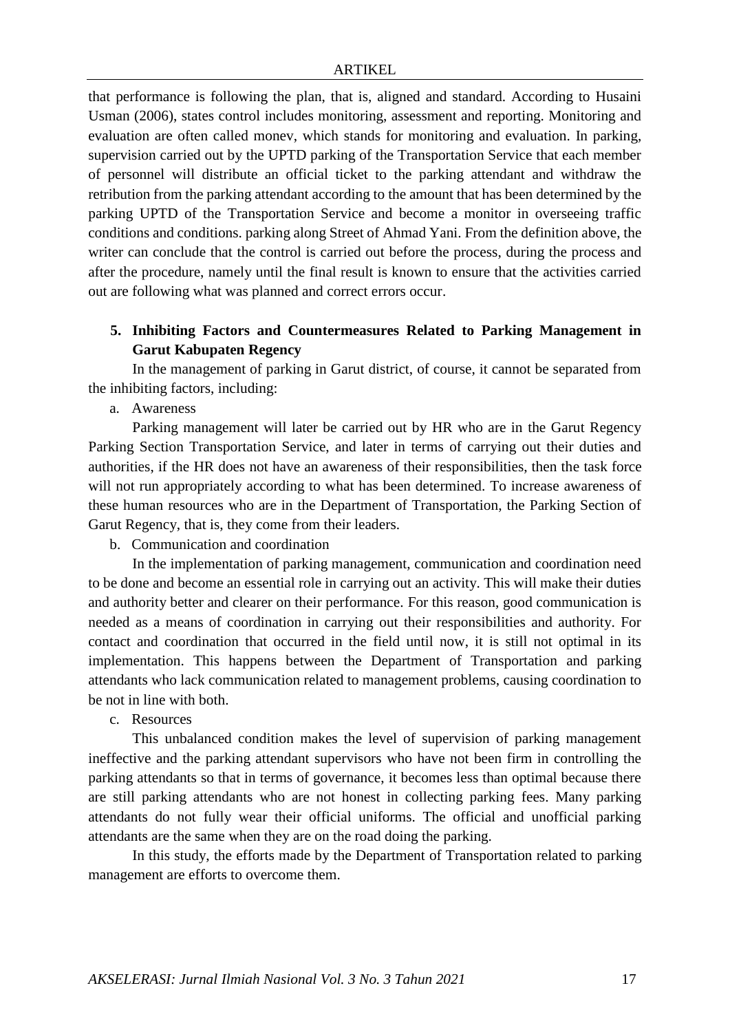that performance is following the plan, that is, aligned and standard. According to Husaini Usman (2006), states control includes monitoring, assessment and reporting. Monitoring and evaluation are often called monev, which stands for monitoring and evaluation. In parking, supervision carried out by the UPTD parking of the Transportation Service that each member of personnel will distribute an official ticket to the parking attendant and withdraw the retribution from the parking attendant according to the amount that has been determined by the parking UPTD of the Transportation Service and become a monitor in overseeing traffic conditions and conditions. parking along Street of Ahmad Yani. From the definition above, the writer can conclude that the control is carried out before the process, during the process and after the procedure, namely until the final result is known to ensure that the activities carried out are following what was planned and correct errors occur.

**5. Inhibiting Factors and Countermeasures Related to Parking Management in Garut Kabupaten Regency**

In the management of parking in Garut district, of course, it cannot be separated from the inhibiting factors, including:

a. Awareness

Parking management will later be carried out by HR who are in the Garut Regency Parking Section Transportation Service, and later in terms of carrying out their duties and authorities, if the HR does not have an awareness of their responsibilities, then the task force will not run appropriately according to what has been determined. To increase awareness of these human resources who are in the Department of Transportation, the Parking Section of Garut Regency, that is, they come from their leaders.

b. Communication and coordination

In the implementation of parking management, communication and coordination need to be done and become an essential role in carrying out an activity. This will make their duties and authority better and clearer on their performance. For this reason, good communication is needed as a means of coordination in carrying out their responsibilities and authority. For contact and coordination that occurred in the field until now, it is still not optimal in its implementation. This happens between the Department of Transportation and parking attendants who lack communication related to management problems, causing coordination to be not in line with both.

c. Resources

This unbalanced condition makes the level of supervision of parking management ineffective and the parking attendant supervisors who have not been firm in controlling the parking attendants so that in terms of governance, it becomes less than optimal because there are still parking attendants who are not honest in collecting parking fees. Many parking attendants do not fully wear their official uniforms. The official and unofficial parking attendants are the same when they are on the road doing the parking.

In this study, the efforts made by the Department of Transportation related to parking management are efforts to overcome them.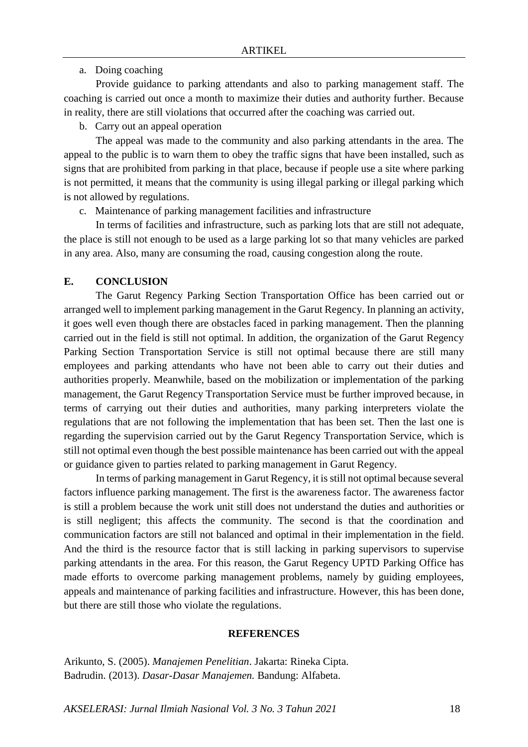a. Doing coaching

Provide guidance to parking attendants and also to parking management staff. The coaching is carried out once a month to maximize their duties and authority further. Because in reality, there are still violations that occurred after the coaching was carried out.

b. Carry out an appeal operation

The appeal was made to the community and also parking attendants in the area. The appeal to the public is to warn them to obey the traffic signs that have been installed, such as signs that are prohibited from parking in that place, because if people use a site where parking is not permitted, it means that the community is using illegal parking or illegal parking which is not allowed by regulations.

c. Maintenance of parking management facilities and infrastructure

In terms of facilities and infrastructure, such as parking lots that are still not adequate, the place is still not enough to be used as a large parking lot so that many vehicles are parked in any area. Also, many are consuming the road, causing congestion along the route.

## E. CONCLUSION

The Garut Regency Parking Section Transportation Office has been carried out or arranged well to implement parking management in the Garut Regency. In planning an activity, it goes well even though there are obstacles faced in parking management. Then the planning carried out in the field is still not optimal. In addition, the organization of the Garut Regency Parking Section Transportation Service is still not optimal because there are still many employees and parking attendants who have not been able to carry out their duties and authorities properly. Meanwhile, based on the mobilization or implementation of the parking management, the Garut Regency Transportation Service must be further improved because, in terms of carrying out their duties and authorities, many parking interpreters violate the regulations that are not following the implementation that has been set. Then the last one is regarding the supervision carried out by the Garut Regency Transportation Service, which is still not optimal even though the best possible maintenance has been carried out with the appeal or guidance given to parties related to parking management in Garut Regency.

In terms of parking management in Garut Regency, it is still not optimal because several factors influence parking management. The first is the awareness factor. The awareness factor is still a problem because the work unit still does not understand the duties and authorities or is still negligent; this affects the community. The second is that the coordination and communication factors are still not balanced and optimal in their implementation in the field. And the third is the resource factor that is still lacking in parking supervisors to supervise parking attendants in the area. For this reason, the Garut Regency UPTD Parking Office has made efforts to overcome parking management problems, namely by guiding employees, appeals and maintenance of parking facilities and infrastructure. However, this has been done, but there are still those who violate the regulations.

## REFERENCES

Arikunto, S. (2005). *Manajemen Penelitian*. Jakarta: Rineka Cipta.

Badrudin. (2013). *Dasar-Dasar Manajemen.* Bandung: Alfabeta.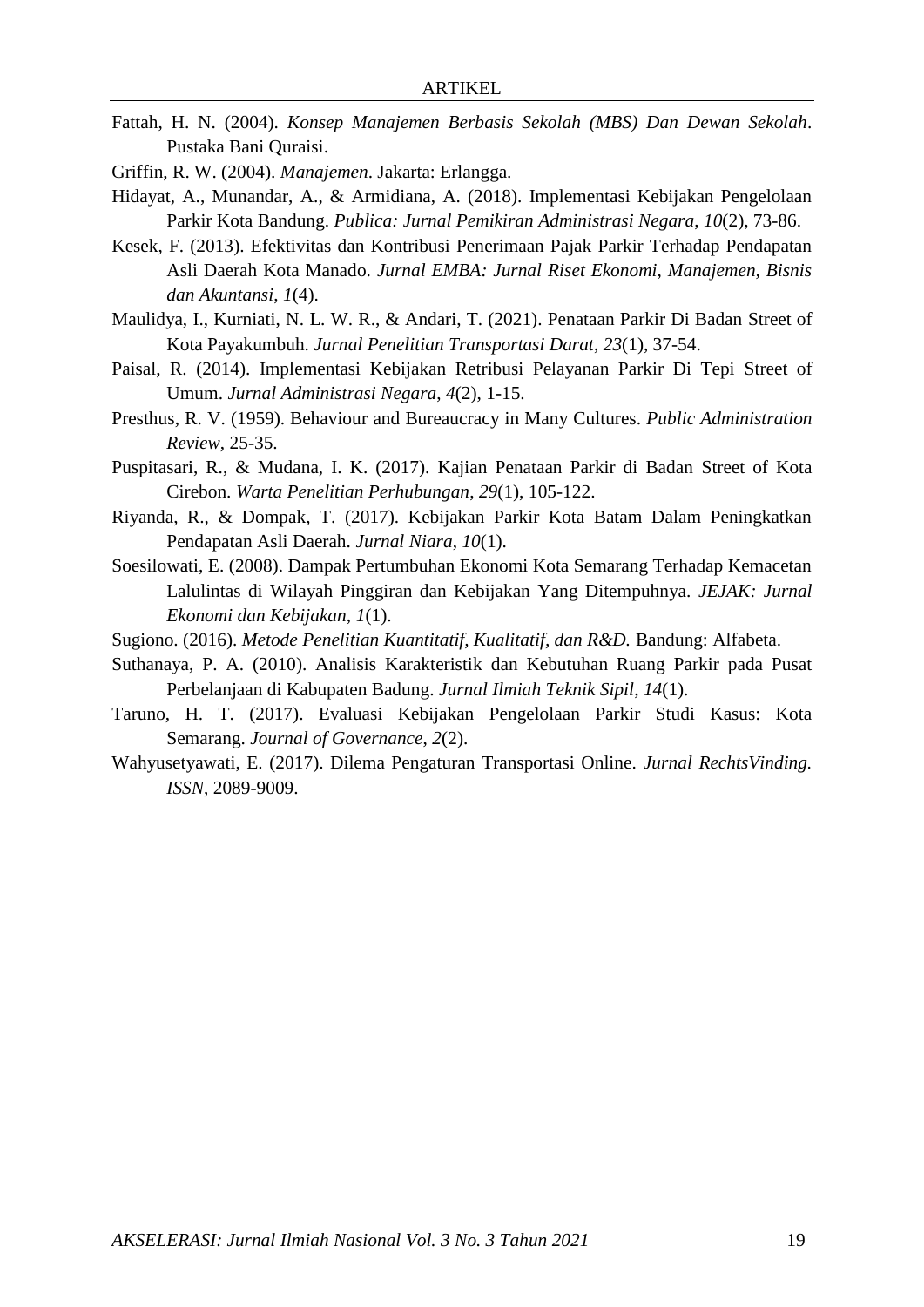Fattah, H. N. (2004). *Konsep Manajemen Berbasis Sekolah (MBS) Dan Dewan Sekolah*. Pustaka Bani Quraisi.

Griffin, R. W. (2004). *Manajemen*. Jakarta: Erlangga.

Hidayat, A., Munandar, A., & Armidiana, A. (2018). Implementasi Kebijakan Pengelolaan Parkir Kota Bandung. *Publica: Jurnal Pemikiran Administrasi Negara*, *10*(2), 73-86.

Kesek, F. (2013). Efektivitas dan Kontribusi Penerimaan Pajak Parkir Terhadap Pendapatan Asli Daerah Kota Manado. *Jurnal EMBA: Jurnal Riset Ekonomi, Manajemen, Bisnis dan Akuntansi*, *1*(4).

Maulidya, I., Kurniati, N. L. W. R., & Andari, T. (2021). Penataan Parkir Di Badan Street of Kota Payakumbuh. *Jurnal Penelitian Transportasi Darat*, *23*(1), 37-54.

Paisal, R. (2014). Implementasi Kebijakan Retribusi Pelayanan Parkir Di Tepi Street of Umum. *Jurnal Administrasi Negara*, *4*(2), 1-15.

Presthus, R. V. (1959). Behaviour and Bureaucracy in Many Cultures. *Public Administration Review*, 25-35.

Puspitasari, R., & Mudana, I. K. (2017). Kajian Penataan Parkir di Badan Street of Kota Cirebon. *Warta Penelitian Perhubungan*, *29*(1), 105-122.

Riyanda, R., & Dompak, T. (2017). Kebijakan Parkir Kota Batam Dalam Peningkatkan Pendapatan Asli Daerah. *Jurnal Niara*, *10*(1).

Soesilowati, E. (2008). Dampak Pertumbuhan Ekonomi Kota Semarang Terhadap Kemacetan Lalulintas di Wilayah Pinggiran dan Kebijakan Yang Ditempuhnya. *JEJAK: Jurnal Ekonomi dan Kebijakan*, *1*(1).

Sugiono. (2016). *Metode Penelitian Kuantitatif, Kualitatif, dan R&D.* Bandung: Alfabeta.

Suthanaya, P. A. (2010). Analisis Karakteristik dan Kebutuhan Ruang Parkir pada Pusat Perbelanjaan di Kabupaten Badung. *Jurnal Ilmiah Teknik Sipil*, *14*(1).

Taruno, H. T. (2017). Evaluasi Kebijakan Pengelolaan Parkir Studi Kasus: Kota Semarang. *Journal of Governance*, *2*(2).

Wahyusetyawati, E. (2017). Dilema Pengaturan Transportasi Online. *Jurnal RechtsVinding. ISSN*, 2089-9009.